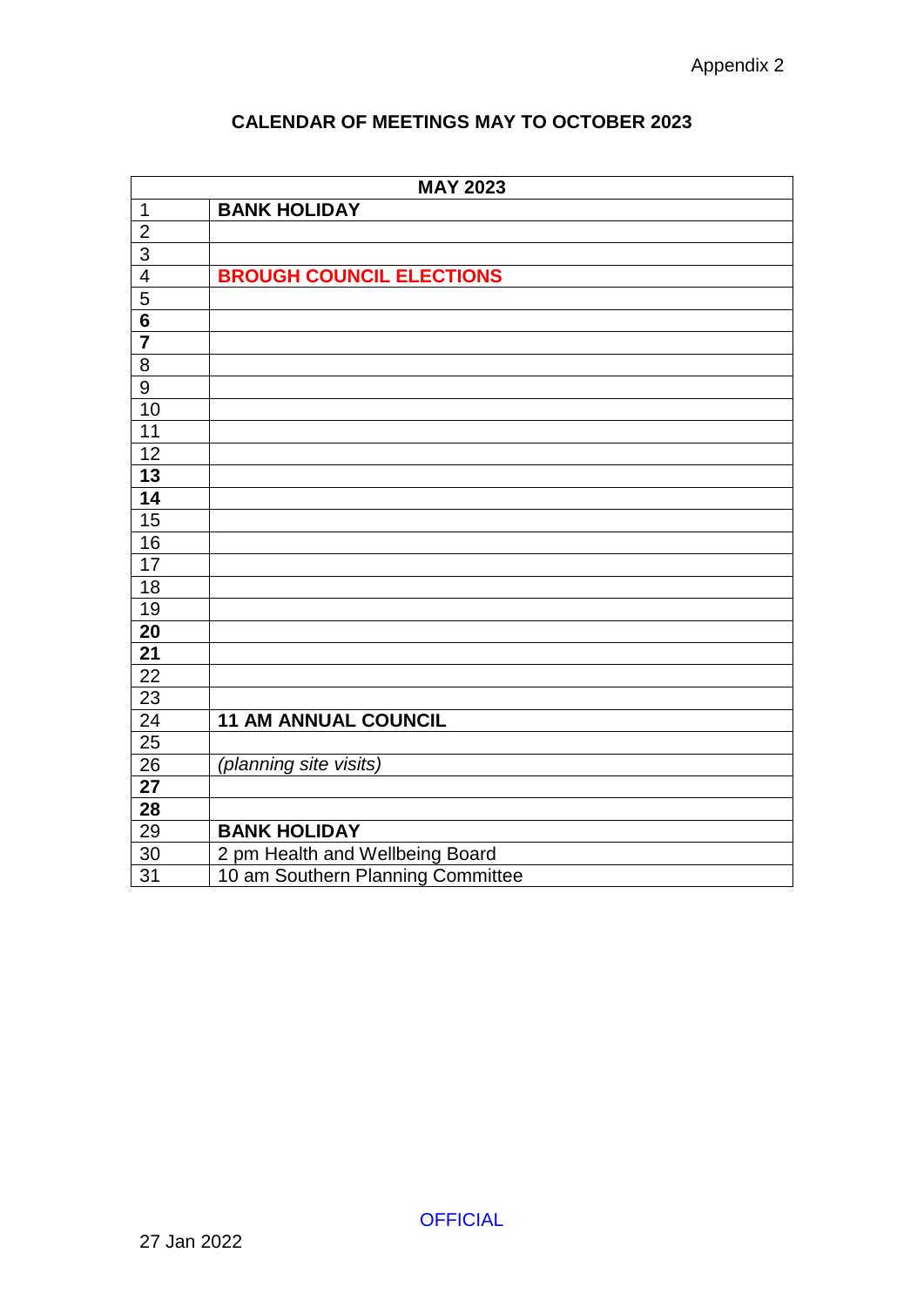Appendix 2

## CALENDAR OF MEETINGS MAY TO OCTOBER 2023

| MAY 2023 | |
|---|---|
| 1 | **BANK HOLIDAY** |
| 2 | |
| 3 | |
| 4 | **BROUGH COUNCIL ELECTIONS** |
| 5 | |
| **6** | |
| **7** | |
| 8 | |
| 9 | |
| 10 | |
| 11 | |
| 12 | |
| **13** | |
| **14** | |
| 15 | |
| 16 | |
| 17 | |
| 18 | |
| 19 | |
| **20** | |
| **21** | |
| 22 | |
| 23 | |
| 24 | **11 AM ANNUAL COUNCIL** |
| 25 | |
| 26 | *(planning site visits)* |
| **27** | |
| **28** | |
| 29 | **BANK HOLIDAY** |
| 30 | 2 pm Health and Wellbeing Board |
| 31 | 10 am Southern Planning Committee |

OFFICIAL

27 Jan 2022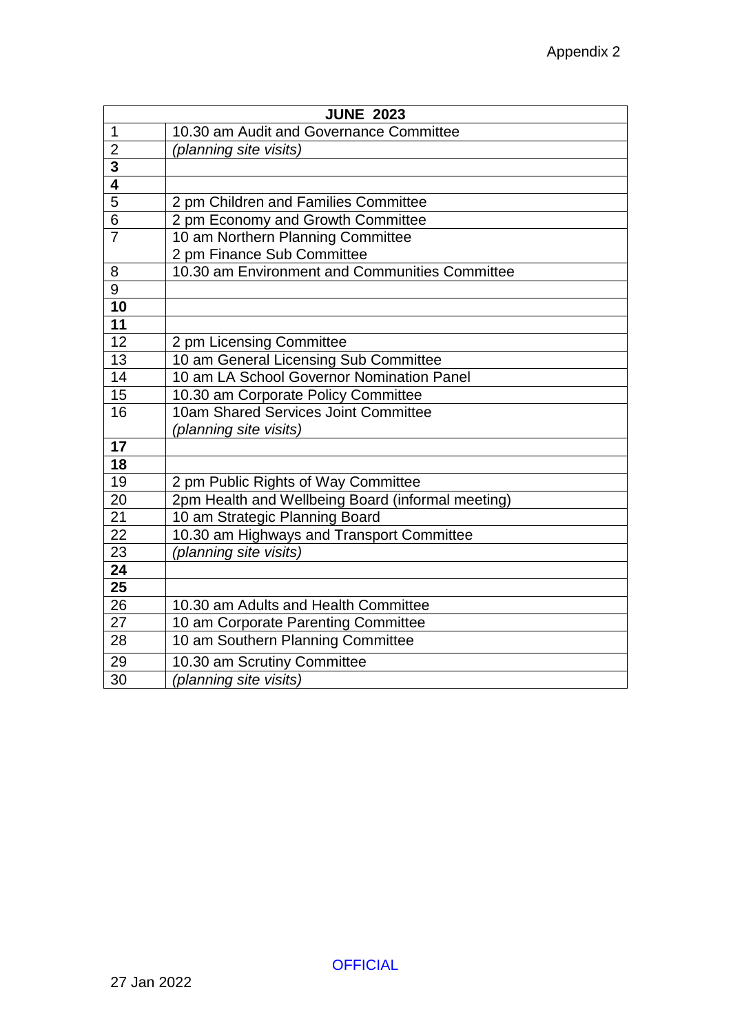Appendix 2

| JUNE 2023 | |
|---|---|
| 1 | 10.30 am Audit and Governance Committee |
| 2 | *(planning site visits)* |
| **3** | |
| **4** | |
| 5 | 2 pm Children and Families Committee |
| 6 | 2 pm Economy and Growth Committee |
| 7 | 10 am Northern Planning Committee<br>2 pm Finance Sub Committee |
| 8 | 10.30 am Environment and Communities Committee |
| 9 | |
| **10** | |
| **11** | |
| 12 | 2 pm Licensing Committee |
| 13 | 10 am General Licensing Sub Committee |
| 14 | 10 am LA School Governor Nomination Panel |
| 15 | 10.30 am Corporate Policy Committee |
| 16 | 10am Shared Services Joint Committee<br>*(planning site visits)* |
| **17** | |
| **18** | |
| 19 | 2 pm Public Rights of Way Committee |
| 20 | 2pm Health and Wellbeing Board (informal meeting) |
| 21 | 10 am Strategic Planning Board |
| 22 | 10.30 am Highways and Transport Committee |
| 23 | *(planning site visits)* |
| **24** | |
| **25** | |
| 26 | 10.30 am Adults and Health Committee |
| 27 | 10 am Corporate Parenting Committee |
| 28 | 10 am Southern Planning Committee |
| 29 | 10.30 am Scrutiny Committee |
| 30 | *(planning site visits)* |

OFFICIAL

27 Jan 2022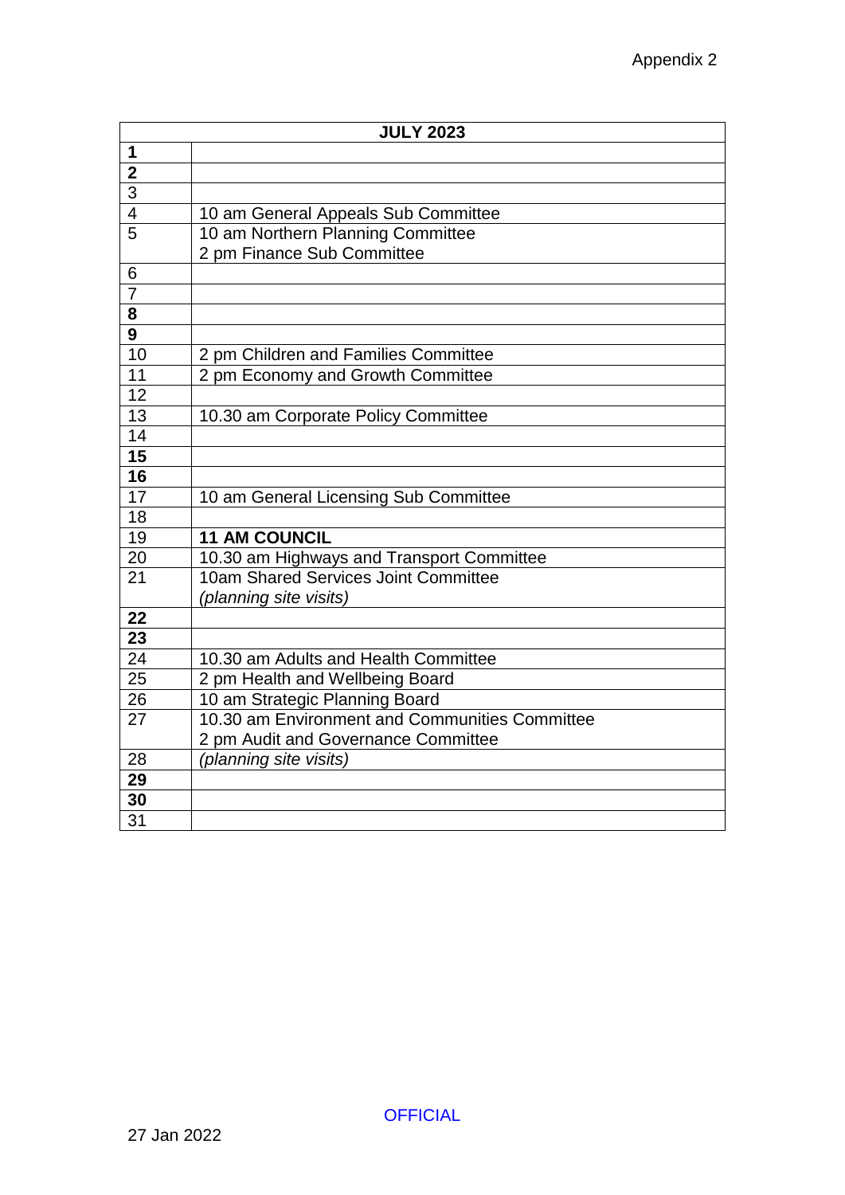Appendix 2

| JULY 2023 | |
|---|---|
| **1** | |
| **2** | |
| 3 | |
| 4 | 10 am General Appeals Sub Committee |
| 5 | 10 am Northern Planning Committee<br>2 pm Finance Sub Committee |
| 6 | |
| 7 | |
| **8** | |
| **9** | |
| 10 | 2 pm Children and Families Committee |
| 11 | 2 pm Economy and Growth Committee |
| 12 | |
| 13 | 10.30 am Corporate Policy Committee |
| 14 | |
| **15** | |
| **16** | |
| 17 | 10 am General Licensing Sub Committee |
| 18 | |
| 19 | **11 AM COUNCIL** |
| 20 | 10.30 am Highways and Transport Committee |
| 21 | 10am Shared Services Joint Committee<br>*(planning site visits)* |
| **22** | |
| **23** | |
| 24 | 10.30 am Adults and Health Committee |
| 25 | 2 pm Health and Wellbeing Board |
| 26 | 10 am Strategic Planning Board |
| 27 | 10.30 am Environment and Communities Committee<br>2 pm Audit and Governance Committee |
| 28 | *(planning site visits)* |
| **29** | |
| **30** | |
| 31 | |

OFFICIAL

27 Jan 2022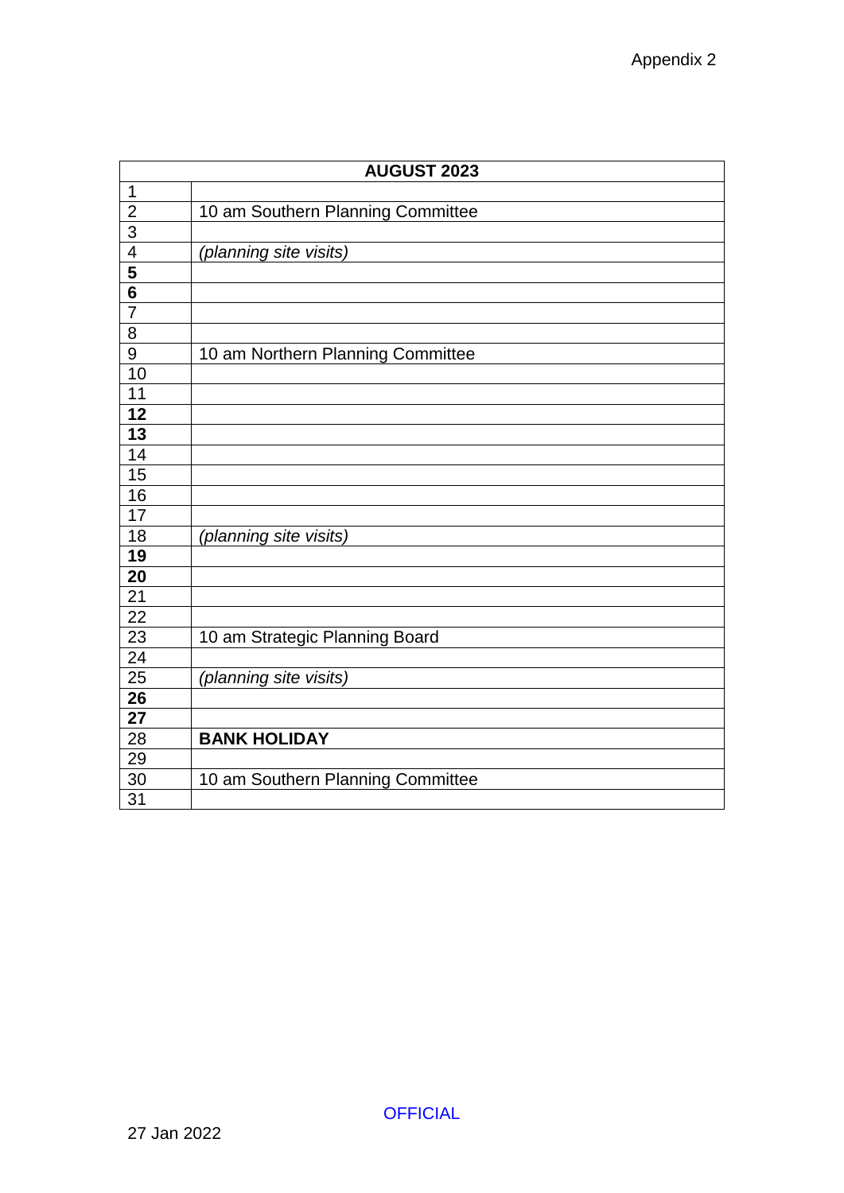Appendix 2

| AUGUST 2023 | |
|---|---|
| 1 | |
| 2 | 10 am Southern Planning Committee |
| 3 | |
| 4 | *(planning site visits)* |
| **5** | |
| **6** | |
| 7 | |
| 8 | |
| 9 | 10 am Northern Planning Committee |
| 10 | |
| 11 | |
| **12** | |
| **13** | |
| 14 | |
| 15 | |
| 16 | |
| 17 | |
| 18 | *(planning site visits)* |
| **19** | |
| **20** | |
| 21 | |
| 22 | |
| 23 | 10 am Strategic Planning Board |
| 24 | |
| 25 | *(planning site visits)* |
| **26** | |
| **27** | |
| 28 | **BANK HOLIDAY** |
| 29 | |
| 30 | 10 am Southern Planning Committee |
| 31 | |

OFFICIAL

27 Jan 2022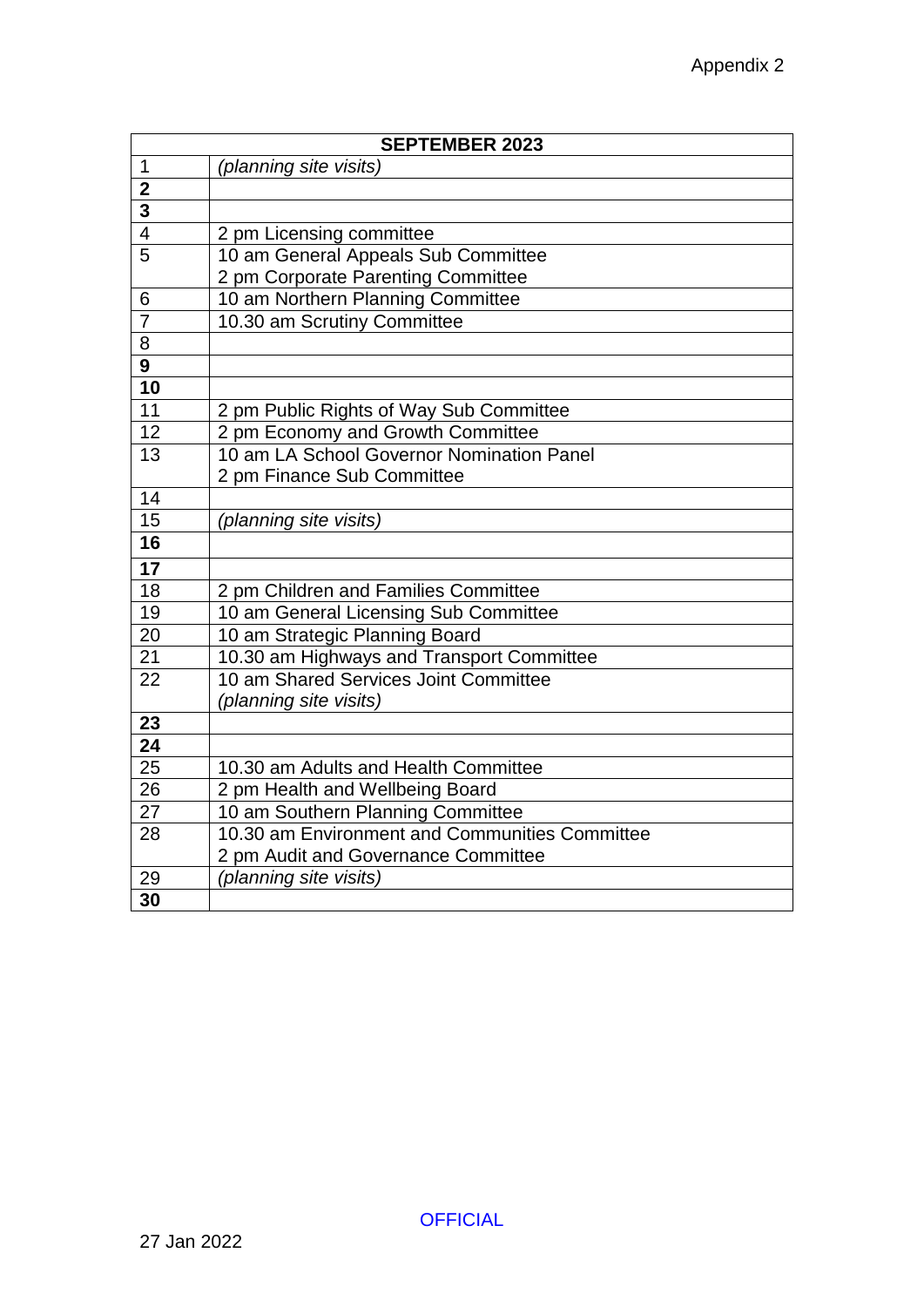Appendix 2

| SEPTEMBER 2023 | |
|---|---|
| 1 | *(planning site visits)* |
| **2** | |
| **3** | |
| 4 | 2 pm Licensing committee |
| 5 | 10 am General Appeals Sub Committee<br>2 pm Corporate Parenting Committee |
| 6 | 10 am Northern Planning Committee |
| 7 | 10.30 am Scrutiny Committee |
| 8 | |
| **9** | |
| **10** | |
| 11 | 2 pm Public Rights of Way Sub Committee |
| 12 | 2 pm Economy and Growth Committee |
| 13 | 10 am LA School Governor Nomination Panel<br>2 pm Finance Sub Committee |
| 14 | |
| 15 | *(planning site visits)* |
| **16** | |
| **17** | |
| 18 | 2 pm Children and Families Committee |
| 19 | 10 am General Licensing Sub Committee |
| 20 | 10 am Strategic Planning Board |
| 21 | 10.30 am Highways and Transport Committee |
| 22 | 10 am Shared Services Joint Committee<br>*(planning site visits)* |
| **23** | |
| **24** | |
| 25 | 10.30 am Adults and Health Committee |
| 26 | 2 pm Health and Wellbeing Board |
| 27 | 10 am Southern Planning Committee |
| 28 | 10.30 am Environment and Communities Committee<br>2 pm Audit and Governance Committee |
| 29 | *(planning site visits)* |
| **30** | |

OFFICIAL

27 Jan 2022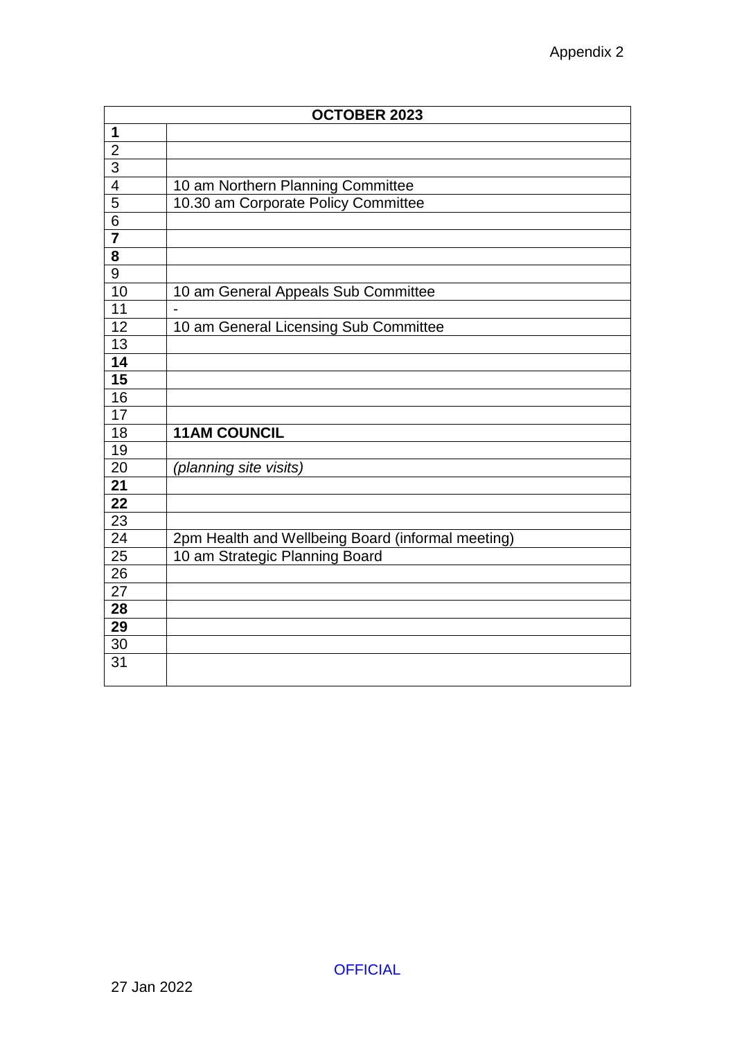Appendix 2

| OCTOBER 2023 | |
|---|---|
| **1** | |
| 2 | |
| 3 | |
| 4 | 10 am Northern Planning Committee |
| 5 | 10.30 am Corporate Policy Committee |
| 6 | |
| **7** | |
| **8** | |
| 9 | |
| 10 | 10 am General Appeals Sub Committee |
| 11 | - |
| 12 | 10 am General Licensing Sub Committee |
| 13 | |
| **14** | |
| **15** | |
| 16 | |
| 17 | |
| 18 | **11AM COUNCIL** |
| 19 | |
| 20 | *(planning site visits)* |
| **21** | |
| **22** | |
| 23 | |
| 24 | 2pm Health and Wellbeing Board (informal meeting) |
| 25 | 10 am Strategic Planning Board |
| 26 | |
| 27 | |
| **28** | |
| **29** | |
| 30 | |
| 31 | |

OFFICIAL

27 Jan 2022